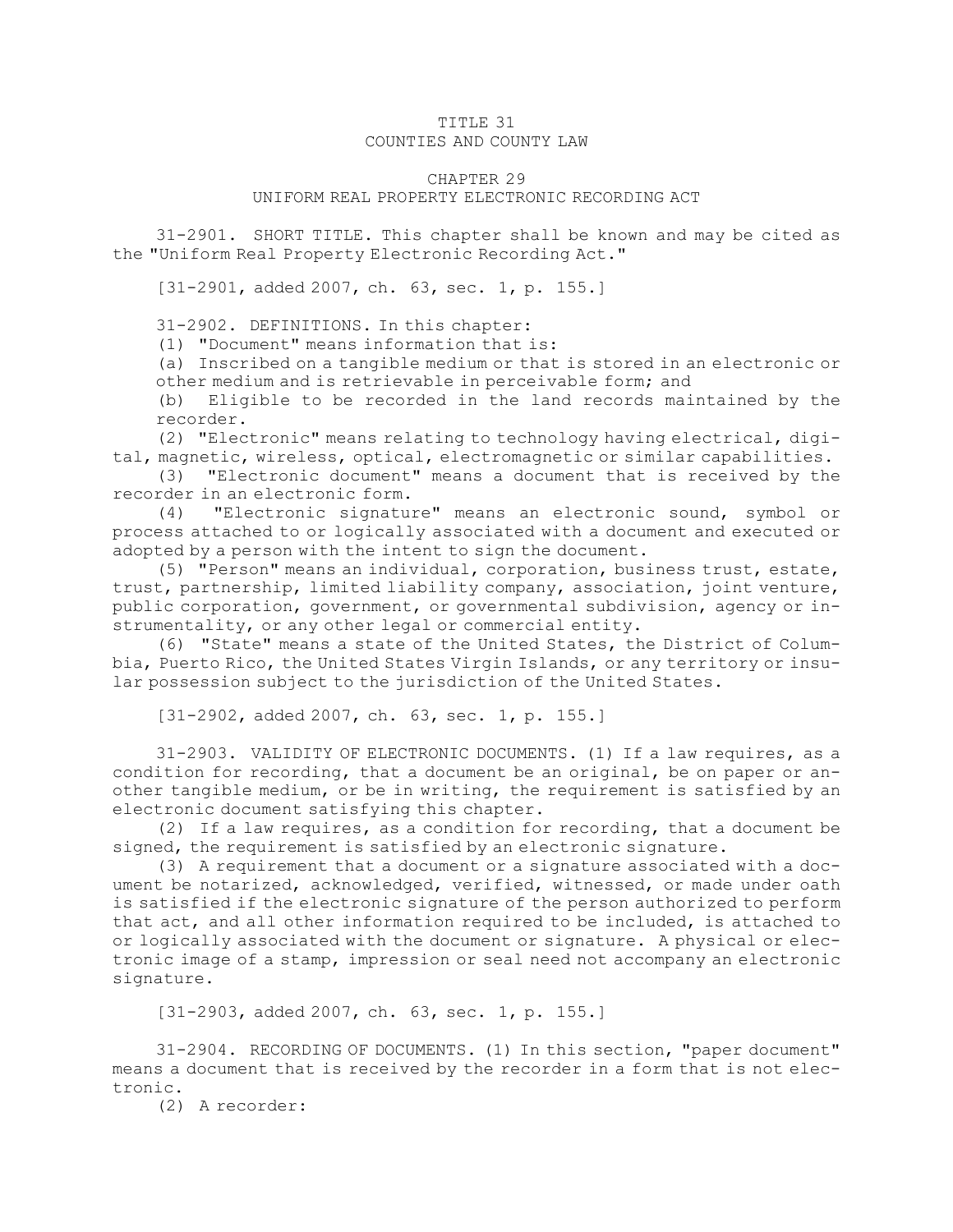# TITLE 31
# COUNTIES AND COUNTY LAW

## CHAPTER 29
## UNIFORM REAL PROPERTY ELECTRONIC RECORDING ACT

31-2901. SHORT TITLE. This chapter shall be known and may be cited as the "Uniform Real Property Electronic Recording Act."

[31-2901, added 2007, ch. 63, sec. 1, p. 155.]

31-2902. DEFINITIONS. In this chapter:

(1) "Document" means information that is:

(a) Inscribed on a tangible medium or that is stored in an electronic or other medium and is retrievable in perceivable form; and

(b) Eligible to be recorded in the land records maintained by the recorder.

(2) "Electronic" means relating to technology having electrical, digital, magnetic, wireless, optical, electromagnetic or similar capabilities.

(3) "Electronic document" means a document that is received by the recorder in an electronic form.

(4) "Electronic signature" means an electronic sound, symbol or process attached to or logically associated with a document and executed or adopted by a person with the intent to sign the document.

(5) "Person" means an individual, corporation, business trust, estate, trust, partnership, limited liability company, association, joint venture, public corporation, government, or governmental subdivision, agency or instrumentality, or any other legal or commercial entity.

(6) "State" means a state of the United States, the District of Columbia, Puerto Rico, the United States Virgin Islands, or any territory or insular possession subject to the jurisdiction of the United States.

[31-2902, added 2007, ch. 63, sec. 1, p. 155.]

31-2903. VALIDITY OF ELECTRONIC DOCUMENTS. (1) If a law requires, as a condition for recording, that a document be an original, be on paper or another tangible medium, or be in writing, the requirement is satisfied by an electronic document satisfying this chapter.

(2) If a law requires, as a condition for recording, that a document be signed, the requirement is satisfied by an electronic signature.

(3) A requirement that a document or a signature associated with a document be notarized, acknowledged, verified, witnessed, or made under oath is satisfied if the electronic signature of the person authorized to perform that act, and all other information required to be included, is attached to or logically associated with the document or signature. A physical or electronic image of a stamp, impression or seal need not accompany an electronic signature.

[31-2903, added 2007, ch. 63, sec. 1, p. 155.]

31-2904. RECORDING OF DOCUMENTS. (1) In this section, "paper document" means a document that is received by the recorder in a form that is not electronic.

(2) A recorder: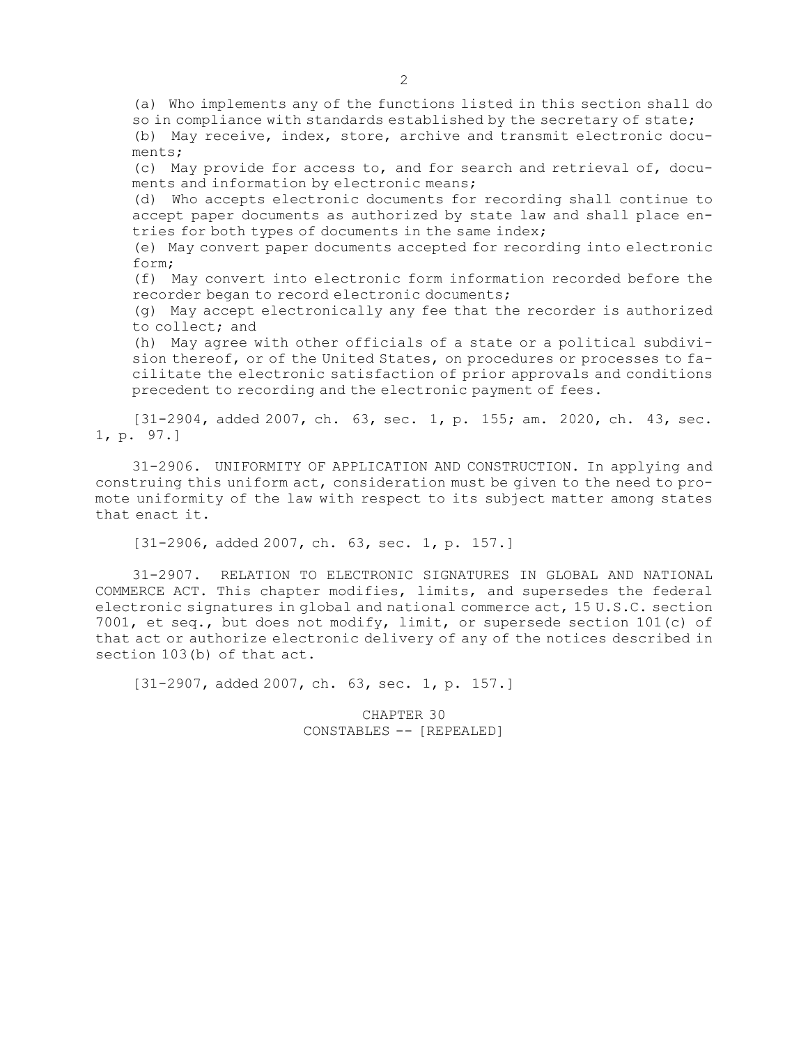(a) Who implements any of the functions listed in this section shall do so in compliance with standards established by the secretary of state;

(b) May receive, index, store, archive and transmit electronic documents;

(c) May provide for access to, and for search and retrieval of, documents and information by electronic means;

(d) Who accepts electronic documents for recording shall continue to accept paper documents as authorized by state law and shall place entries for both types of documents in the same index;

(e) May convert paper documents accepted for recording into electronic form;

(f) May convert into electronic form information recorded before the recorder began to record electronic documents;

(g) May accept electronically any fee that the recorder is authorized to collect; and

(h) May agree with other officials of a state or a political subdivision thereof, or of the United States, on procedures or processes to facilitate the electronic satisfaction of prior approvals and conditions precedent to recording and the electronic payment of fees.

[31-2904, added 2007, ch. 63, sec. 1, p. 155; am. 2020, ch. 43, sec. 1, p. 97.]

31-2906. UNIFORMITY OF APPLICATION AND CONSTRUCTION. In applying and construing this uniform act, consideration must be given to the need to promote uniformity of the law with respect to its subject matter among states that enact it.

[31-2906, added 2007, ch. 63, sec. 1, p. 157.]

31-2907. RELATION TO ELECTRONIC SIGNATURES IN GLOBAL AND NATIONAL COMMERCE ACT. This chapter modifies, limits, and supersedes the federal electronic signatures in global and national commerce act, 15 U.S.C. section 7001, et seq., but does not modify, limit, or supersede section 101(c) of that act or authorize electronic delivery of any of the notices described in section 103(b) of that act.

[31-2907, added 2007, ch. 63, sec. 1, p. 157.]

## CHAPTER 30
## CONSTABLES -- [REPEALED]